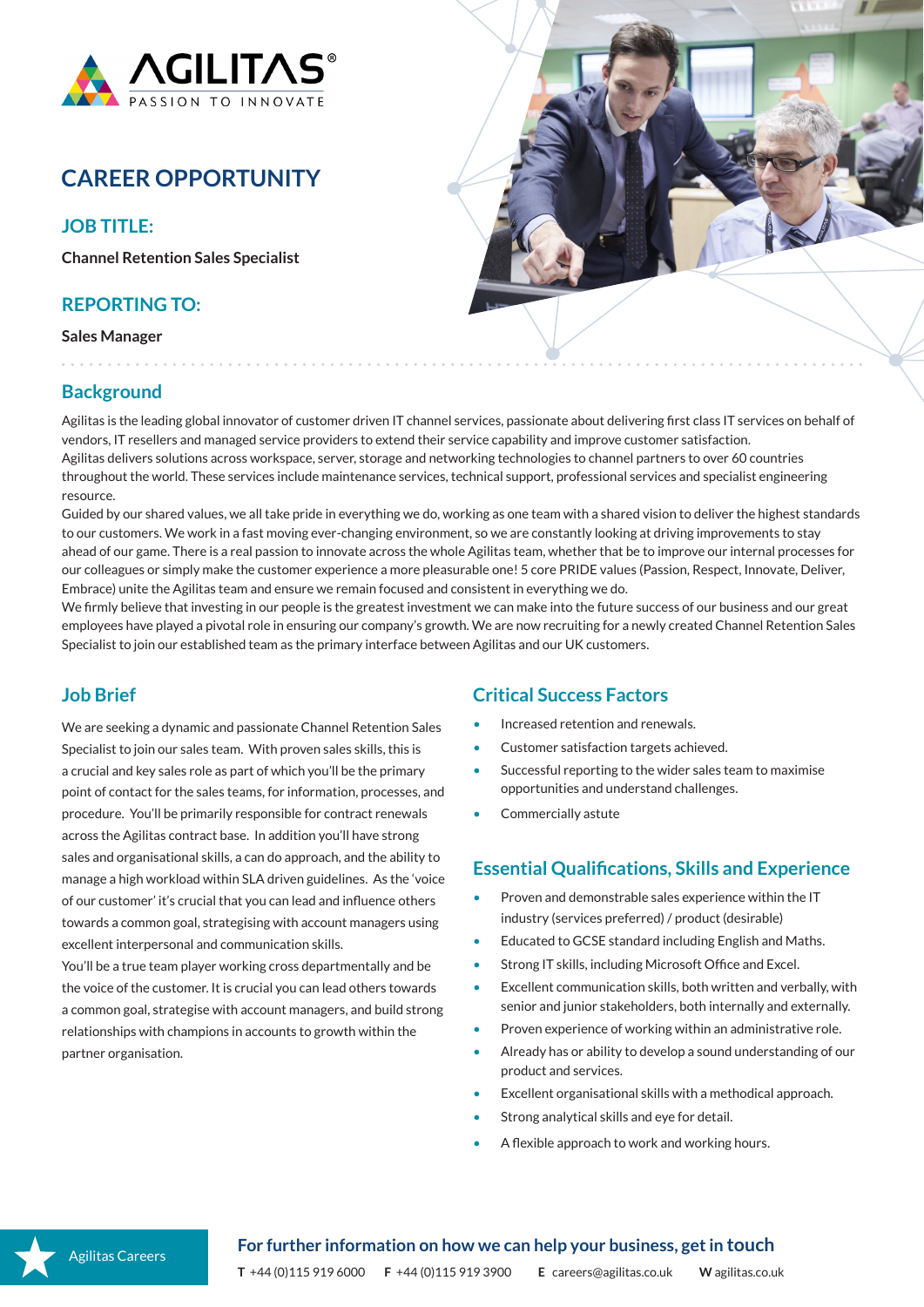AGILITAS

PASSION TO INNOVATE

# CAREER OPPORTUNITY

## JOB TITLE:

**Channel Retention Sales Specialist**

## REPORTING TO:

**Sales Manager**

## Background

Agilitas is the leading global innovator of customer driven IT channel services, passionate about delivering first class IT services on behalf of vendors, IT resellers and managed service providers to extend their service capability and improve customer satisfaction.
Agilitas delivers solutions across workspace, server, storage and networking technologies to channel partners to over 60 countries throughout the world. These services include maintenance services, technical support, professional services and specialist engineering resource.
Guided by our shared values, we all take pride in everything we do, working as one team with a shared vision to deliver the highest standards to our customers. We work in a fast moving ever-changing environment, so we are constantly looking at driving improvements to stay ahead of our game. There is a real passion to innovate across the whole Agilitas team, whether that be to improve our internal processes for our colleagues or simply make the customer experience a more pleasurable one! 5 core PRIDE values (Passion, Respect, Innovate, Deliver, Embrace) unite the Agilitas team and ensure we remain focused and consistent in everything we do.
We firmly believe that investing in our people is the greatest investment we can make into the future success of our business and our great employees have played a pivotal role in ensuring our company's growth. We are now recruiting for a newly created Channel Retention Sales Specialist to join our established team as the primary interface between Agilitas and our UK customers.

## Job Brief

We are seeking a dynamic and passionate Channel Retention Sales Specialist to join our sales team. With proven sales skills, this is a crucial and key sales role as part of which you'll be the primary point of contact for the sales teams, for information, processes, and procedure. You'll be primarily responsible for contract renewals across the Agilitas contract base. In addition you'll have strong sales and organisational skills, a can do approach, and the ability to manage a high workload within SLA driven guidelines. As the 'voice of our customer' it's crucial that you can lead and influence others towards a common goal, strategising with account managers using excellent interpersonal and communication skills.
You'll be a true team player working cross departmentally and be the voice of the customer. It is crucial you can lead others towards a common goal, strategise with account managers, and build strong relationships with champions in accounts to growth within the partner organisation.

## Critical Success Factors

- Increased retention and renewals.
- Customer satisfaction targets achieved.
- Successful reporting to the wider sales team to maximise opportunities and understand challenges.
- Commercially astute

## Essential Qualifications, Skills and Experience

- Proven and demonstrable sales experience within the IT industry (services preferred) / product (desirable)
- Educated to GCSE standard including English and Maths.
- Strong IT skills, including Microsoft Office and Excel.
- Excellent communication skills, both written and verbally, with senior and junior stakeholders, both internally and externally.
- Proven experience of working within an administrative role.
- Already has or ability to develop a sound understanding of our product and services.
- Excellent organisational skills with a methodical approach.
- Strong analytical skills and eye for detail.
- A flexible approach to work and working hours.

Agilitas Careers

**For further information on how we can help your business, get in touch**

**T** +44 (0)115 919 6000 **F** +44 (0)115 919 3900 **E** careers@agilitas.co.uk **W** agilitas.co.uk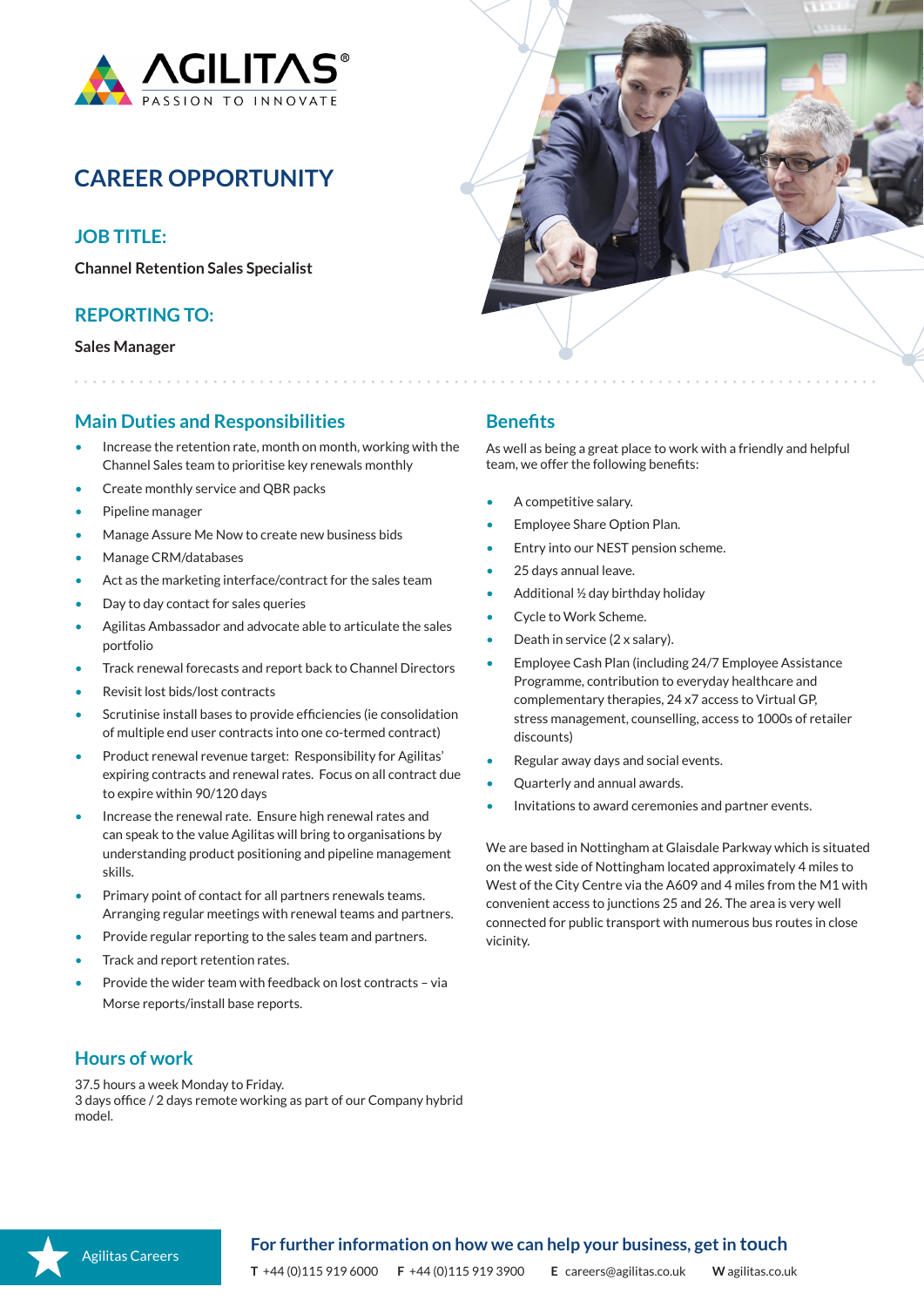AGILITAS®
PASSION TO INNOVATE

# CAREER OPPORTUNITY

## JOB TITLE:

**Channel Retention Sales Specialist**

## REPORTING TO:

**Sales Manager**

## Main Duties and Responsibilities

- Increase the retention rate, month on month, working with the Channel Sales team to prioritise key renewals monthly
- Create monthly service and QBR packs
- Pipeline manager
- Manage Assure Me Now to create new business bids
- Manage CRM/databases
- Act as the marketing interface/contract for the sales team
- Day to day contact for sales queries
- Agilitas Ambassador and advocate able to articulate the sales portfolio
- Track renewal forecasts and report back to Channel Directors
- Revisit lost bids/lost contracts
- Scrutinise install bases to provide efficiencies (ie consolidation of multiple end user contracts into one co-termed contract)
- Product renewal revenue target: Responsibility for Agilitas' expiring contracts and renewal rates. Focus on all contract due to expire within 90/120 days
- Increase the renewal rate. Ensure high renewal rates and can speak to the value Agilitas will bring to organisations by understanding product positioning and pipeline management skills.
- Primary point of contact for all partners renewals teams. Arranging regular meetings with renewal teams and partners.
- Provide regular reporting to the sales team and partners.
- Track and report retention rates.
- Provide the wider team with feedback on lost contracts – via Morse reports/install base reports.

## Hours of work

37.5 hours a week Monday to Friday.
3 days office / 2 days remote working as part of our Company hybrid model.

## Benefits

As well as being a great place to work with a friendly and helpful team, we offer the following benefits:

- A competitive salary.
- Employee Share Option Plan.
- Entry into our NEST pension scheme.
- 25 days annual leave.
- Additional ½ day birthday holiday
- Cycle to Work Scheme.
- Death in service (2 x salary).
- Employee Cash Plan (including 24/7 Employee Assistance Programme, contribution to everyday healthcare and complementary therapies, 24 x7 access to Virtual GP, stress management, counselling, access to 1000s of retailer discounts)
- Regular away days and social events.
- Quarterly and annual awards.
- Invitations to award ceremonies and partner events.

We are based in Nottingham at Glaisdale Parkway which is situated on the west side of Nottingham located approximately 4 miles to West of the City Centre via the A609 and 4 miles from the M1 with convenient access to junctions 25 and 26. The area is very well connected for public transport with numerous bus routes in close vicinity.

Agilitas Careers

**For further information on how we can help your business, get in touch**

**T** +44 (0)115 919 6000 **F** +44 (0)115 919 3900 **E** careers@agilitas.co.uk **W** agilitas.co.uk